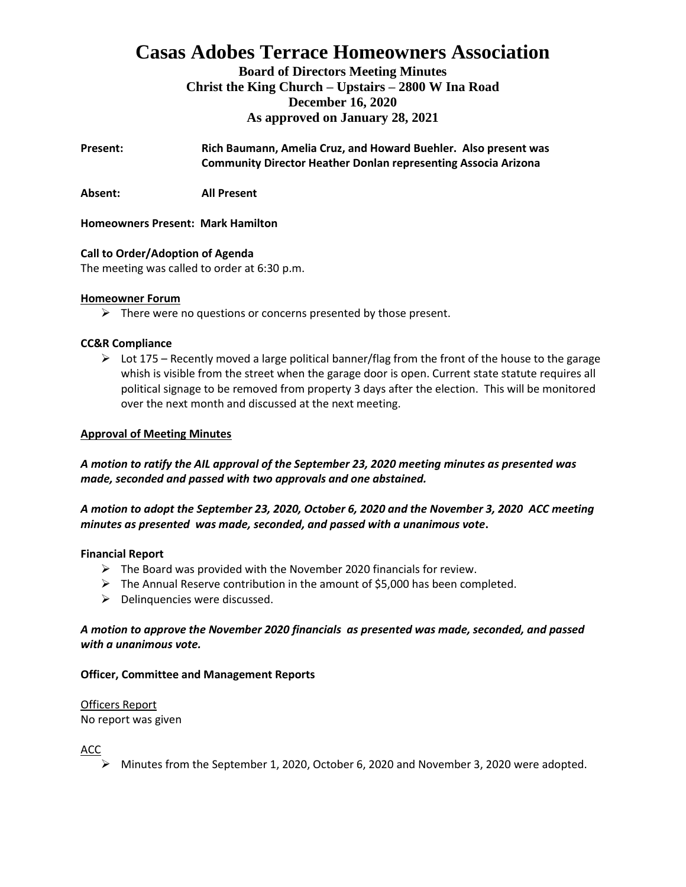# Casas Adobes Terrace Homeowners Association

**Board of Directors Meeting Minutes**
**Christ the King Church – Upstairs – 2800 W Ina Road**
**December 16, 2020**
**As approved on January 28, 2021**

**Present:** **Rich Baumann, Amelia Cruz, and Howard Buehler. Also present was Community Director Heather Donlan representing Associa Arizona**

**Absent:** **All Present**

**Homeowners Present: Mark Hamilton**

**Call to Order/Adoption of Agenda**

The meeting was called to order at 6:30 p.m.

**Homeowner Forum**

- There were no questions or concerns presented by those present.

**CC&R Compliance**

- Lot 175 – Recently moved a large political banner/flag from the front of the house to the garage whish is visible from the street when the garage door is open. Current state statute requires all political signage to be removed from property 3 days after the election. This will be monitored over the next month and discussed at the next meeting.

**Approval of Meeting Minutes**

***A motion to ratify the AIL approval of the September 23, 2020 meeting minutes as presented was made, seconded and passed with two approvals and one abstained.***

***A motion to adopt the September 23, 2020, October 6, 2020 and the November 3, 2020 ACC meeting minutes as presented was made, seconded, and passed with a unanimous vote.***

**Financial Report**

- The Board was provided with the November 2020 financials for review.
- The Annual Reserve contribution in the amount of $5,000 has been completed.
- Delinquencies were discussed.

***A motion to approve the November 2020 financials as presented was made, seconded, and passed with a unanimous vote.***

**Officer, Committee and Management Reports**

Officers Report

No report was given

ACC

- Minutes from the September 1, 2020, October 6, 2020 and November 3, 2020 were adopted.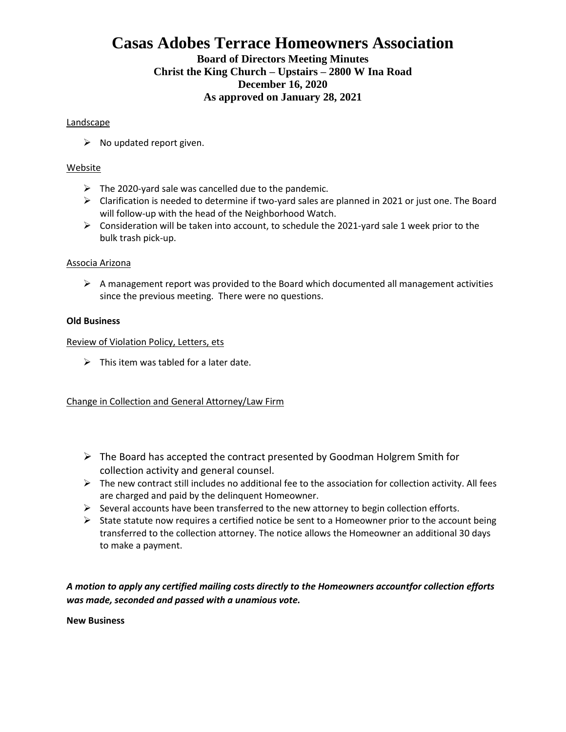# Casas Adobes Terrace Homeowners Association

**Board of Directors Meeting Minutes**
**Christ the King Church – Upstairs – 2800 W Ina Road**
**December 16, 2020**
**As approved on January 28, 2021**

Landscape

- No updated report given.

Website

- The 2020-yard sale was cancelled due to the pandemic.
- Clarification is needed to determine if two-yard sales are planned in 2021 or just one. The Board will follow-up with the head of the Neighborhood Watch.
- Consideration will be taken into account, to schedule the 2021-yard sale 1 week prior to the bulk trash pick-up.

Associa Arizona

- A management report was provided to the Board which documented all management activities since the previous meeting. There were no questions.

**Old Business**

Review of Violation Policy, Letters, ets

- This item was tabled for a later date.

Change in Collection and General Attorney/Law Firm

- The Board has accepted the contract presented by Goodman Holgrem Smith for collection activity and general counsel.
- The new contract still includes no additional fee to the association for collection activity. All fees are charged and paid by the delinquent Homeowner.
- Several accounts have been transferred to the new attorney to begin collection efforts.
- State statute now requires a certified notice be sent to a Homeowner prior to the account being transferred to the collection attorney. The notice allows the Homeowner an additional 30 days to make a payment.

***A motion to apply any certified mailing costs directly to the Homeowners accountfor collection efforts was made, seconded and passed with a unamious vote.***

**New Business**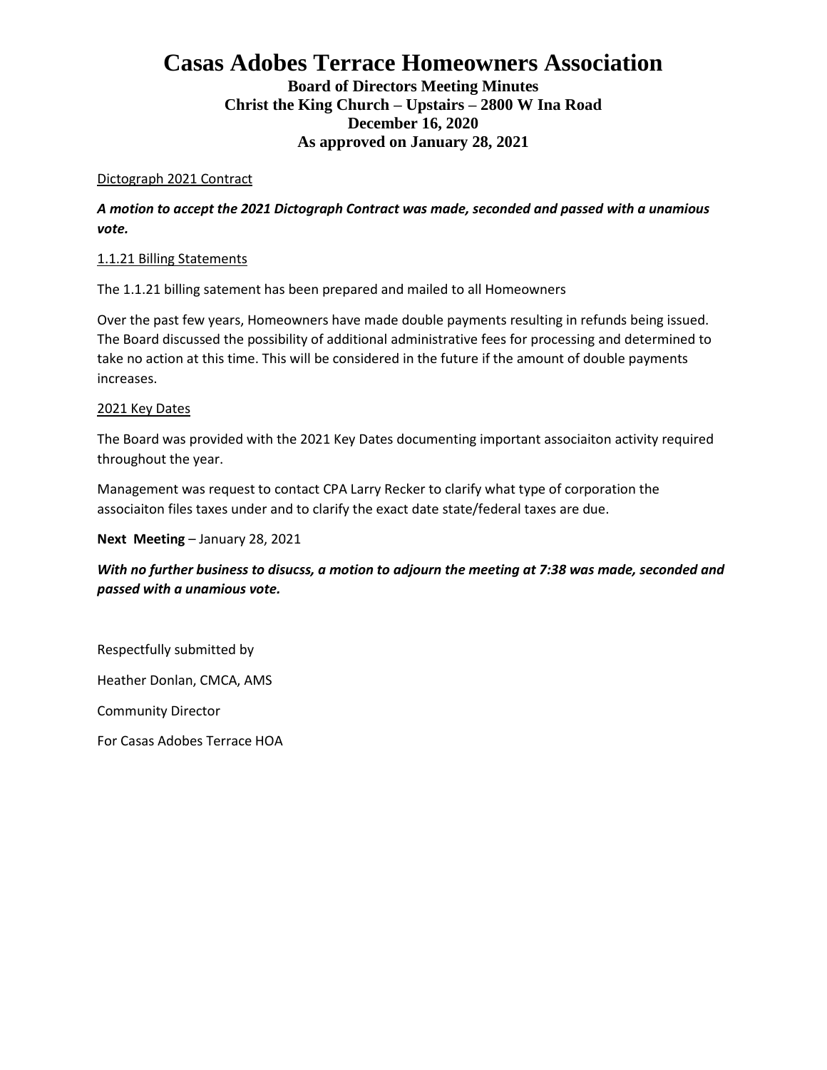# Casas Adobes Terrace Homeowners Association

**Board of Directors Meeting Minutes**
**Christ the King Church – Upstairs – 2800 W Ina Road**
**December 16, 2020**
**As approved on January 28, 2021**

Dictograph 2021 Contract

***A motion to accept the 2021 Dictograph Contract was made, seconded and passed with a unamious vote.***

1.1.21 Billing Statements

The 1.1.21 billing satement has been prepared and mailed to all Homeowners

Over the past few years, Homeowners have made double payments resulting in refunds being issued. The Board discussed the possibility of additional administrative fees for processing and determined to take no action at this time. This will be considered in the future if the amount of double payments increases.

2021 Key Dates

The Board was provided with the 2021 Key Dates documenting important associaiton activity required throughout the year.

Management was request to contact CPA Larry Recker to clarify what type of corporation the associaiton files taxes under and to clarify the exact date state/federal taxes are due.

**Next Meeting** – January 28, 2021

***With no further business to disucss, a motion to adjourn the meeting at 7:38 was made, seconded and passed with a unamious vote.***

Respectfully submitted by

Heather Donlan, CMCA, AMS

Community Director

For Casas Adobes Terrace HOA